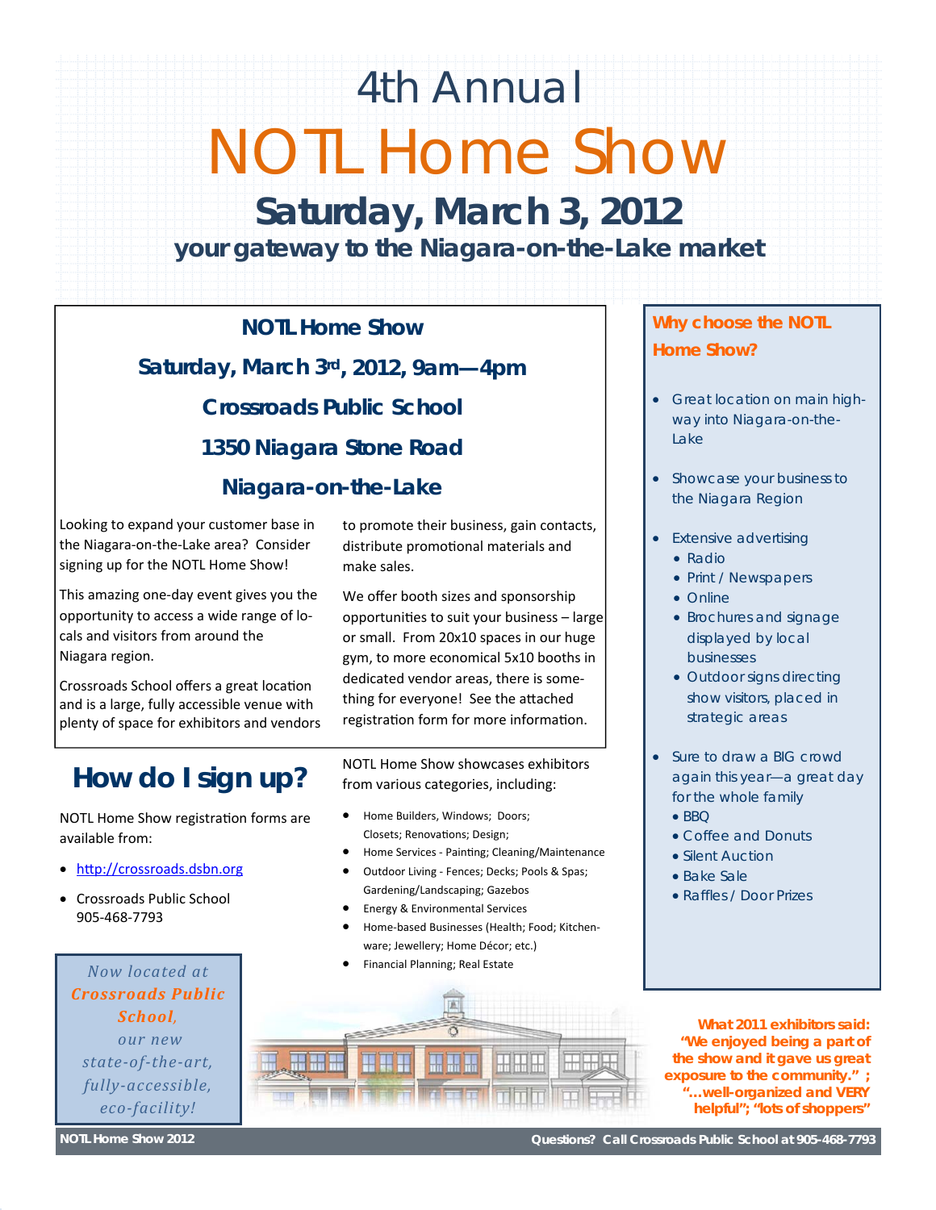# 4th Annual

# NOTL Home Show

## Saturday, March 3, 2012

### your gateway to the Niagara-on-the-Lake market

**NOTL Home Show**

**Saturday, March 3rd, 2012, 9am—4pm**

**Crossroads Public School**

**1350 Niagara Stone Road**

**Niagara-on-the-Lake**

Looking to expand your customer base in the Niagara-on-the-Lake area? Consider signing up for the NOTL Home Show!

This amazing one-day event gives you the opportunity to access a wide range of locals and visitors from around the Niagara region.

Crossroads School offers a great location and is a large, fully accessible venue with plenty of space for exhibitors and vendors to promote their business, gain contacts, distribute promotional materials and make sales.

We offer booth sizes and sponsorship opportunities to suit your business – large or small. From 20x10 spaces in our huge gym, to more economical 5x10 booths in dedicated vendor areas, there is something for everyone! See the attached registration form for more information.

## How do I sign up?

NOTL Home Show registration forms are available from:

- http://crossroads.dsbn.org
- Crossroads Public School
  905-468-7793

*Now located at* ***Crossroads Public School****, our new state-of-the-art, fully-accessible, eco-facility!*

NOTL Home Show showcases exhibitors from various categories, including:

- Home Builders, Windows; Doors; Closets; Renovations; Design;
- Home Services - Painting; Cleaning/Maintenance
- Outdoor Living - Fences; Decks; Pools & Spas; Gardening/Landscaping; Gazebos
- Energy & Environmental Services
- Home-based Businesses (Health; Food; Kitchenware; Jewellery; Home Décor; etc.)
- Financial Planning; Real Estate

### Why choose the NOTL Home Show?

- Great location on main highway into Niagara-on-the-Lake
- Showcase your business to the Niagara Region
- Extensive advertising
  - Radio
  - Print / Newspapers
  - Online
  - Brochures and signage displayed by local businesses
  - Outdoor signs directing show visitors, placed in strategic areas
- Sure to draw a BIG crowd again this year—a great day for the whole family
  - BBQ
  - Coffee and Donuts
  - Silent Auction
  - Bake Sale
  - Raffles / Door Prizes

**What 2011 exhibitors said: "We enjoyed being a part of the show and it gave us great exposure to the community." ; "…well-organized and VERY helpful"; "lots of shoppers"**

NOTL Home Show 2012

Questions? Call Crossroads Public School at 905-468-7793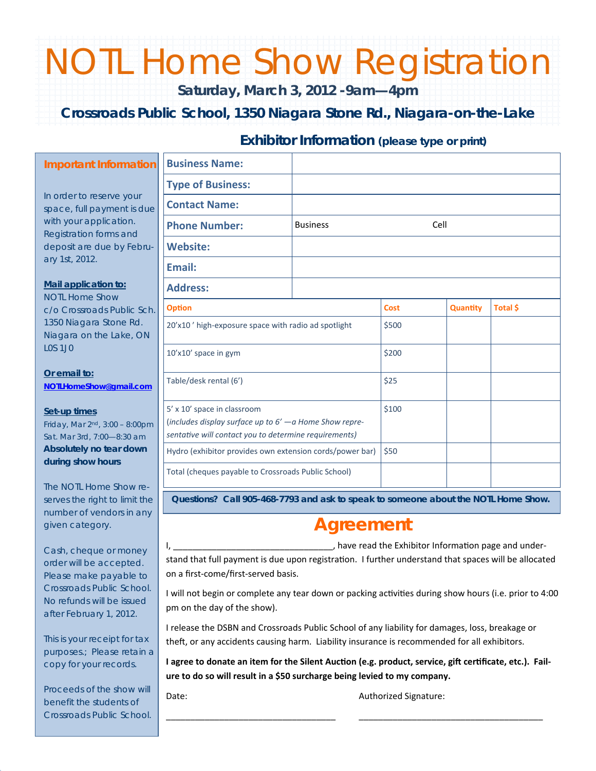# NOTL Home Show Registration

**Saturday, March 3, 2012 -9am—4pm**

**Crossroads Public School, 1350 Niagara Stone Rd., Niagara-on-the-Lake**

## Important Information

In order to reserve your space, full payment is due with your application. Registration forms and deposit are due by February 1st, 2012.

**Mail application to:**
NOTL Home Show
c/o Crossroads Public Sch.
1350 Niagara Stone Rd.
Niagara on the Lake, ON
L0S 1J0

**Or email to:**
NOTLHomeShow@gmail.com

**Set-up times**
Friday, Mar 2nd, 3:00 – 8:00pm
Sat. Mar 3rd, 7:00—8:30 am
**Absolutely no tear down during show hours**

The NOTL Home Show reserves the right to limit the number of vendors in any given category.

Cash, cheque or money order will be accepted. Please make payable to Crossroads Public School. No refunds will be issued after February 1, 2012.

This is your receipt for tax purposes.; Please retain a copy for your records.

Proceeds of the show will benefit the students of Crossroads Public School.

## Exhibitor Information (please type or print)

| | |
|---|---|
| **Business Name:** | |
| **Type of Business:** | |
| **Contact Name:** | |
| **Phone Number:** | Business Cell |
| **Website:** | |
| **Email:** | |
| **Address:** | |

| Option | Cost | Quantity | Total $ |
|---|---|---|---|
| 20'x10 ' high-exposure space with radio ad spotlight | $500 | | |
| 10'x10' space in gym | $200 | | |
| Table/desk rental (6') | $25 | | |
| 5' x 10' space in classroom (*includes display surface up to 6' —a Home Show representative will contact you to determine requirements)* | $100 | | |
| Hydro (exhibitor provides own extension cords/power bar) | $50 | | |
| Total (cheques payable to Crossroads Public School) | | | |

**Questions? Call 905-468-7793 and ask to speak to someone about the NOTL Home Show.**

## Agreement

I, ________________________________, have read the Exhibitor Information page and understand that full payment is due upon registration. I further understand that spaces will be allocated on a first-come/first-served basis.

I will not begin or complete any tear down or packing activities during show hours (i.e. prior to 4:00 pm on the day of the show).

I release the DSBN and Crossroads Public School of any liability for damages, loss, breakage or theft, or any accidents causing harm. Liability insurance is recommended for all exhibitors.

**I agree to donate an item for the Silent Auction (e.g. product, service, gift certificate, etc.). Failure to do so will result in a $50 surcharge being levied to my company.**

Date: ________________________________

Authorized Signature: ________________________________